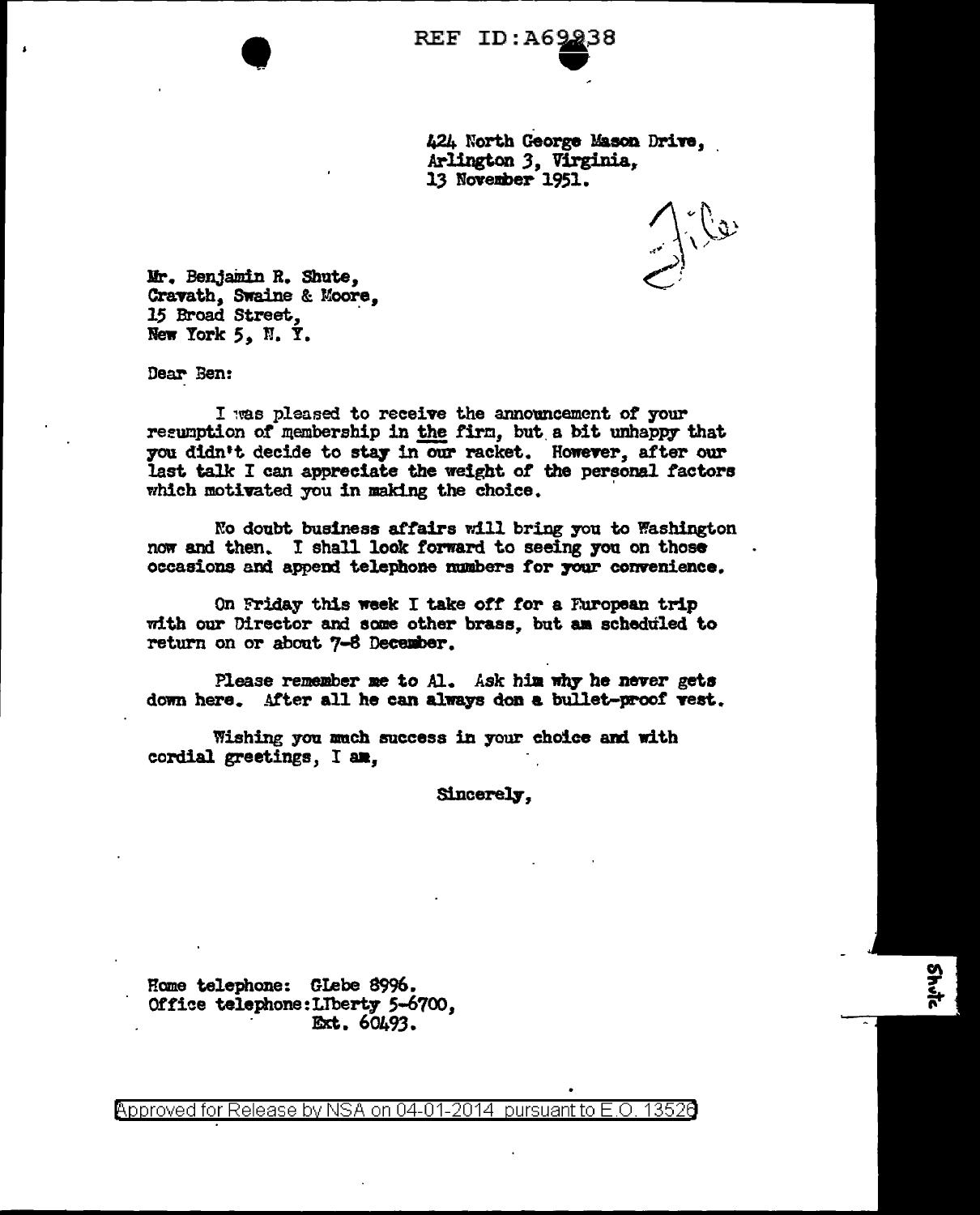REF ID:A69938

424 North George Mason Drive,
Arlington 3, Virginia,
13 November 1951.

Mr. Benjamin R. Shute,
Cravath, Swaine & Moore,
15 Broad Street,
New York 5, N. Y.

Dear Ben:

I was pleased to receive the announcement of your resumption of membership in the firm, but a bit unhappy that you didn't decide to stay in our racket. However, after our last talk I can appreciate the weight of the personal factors which motivated you in making the choice.

No doubt business affairs will bring you to Washington now and then. I shall look forward to seeing you on those occasions and append telephone numbers for your convenience.

On Friday this week I take off for a European trip with our Director and some other brass, but am scheduled to return on or about 7-8 December.

Please remember me to Al. Ask him why he never gets down here. After all he can always don a bullet-proof vest.

Wishing you much success in your choice and with cordial greetings, I am,

Sincerely,

Home telephone: GLebe 8996.
Office telephone: LIberty 5-6700,
Ext. 60493.

Approved for Release by NSA on 04-01-2014 pursuant to E.O. 13526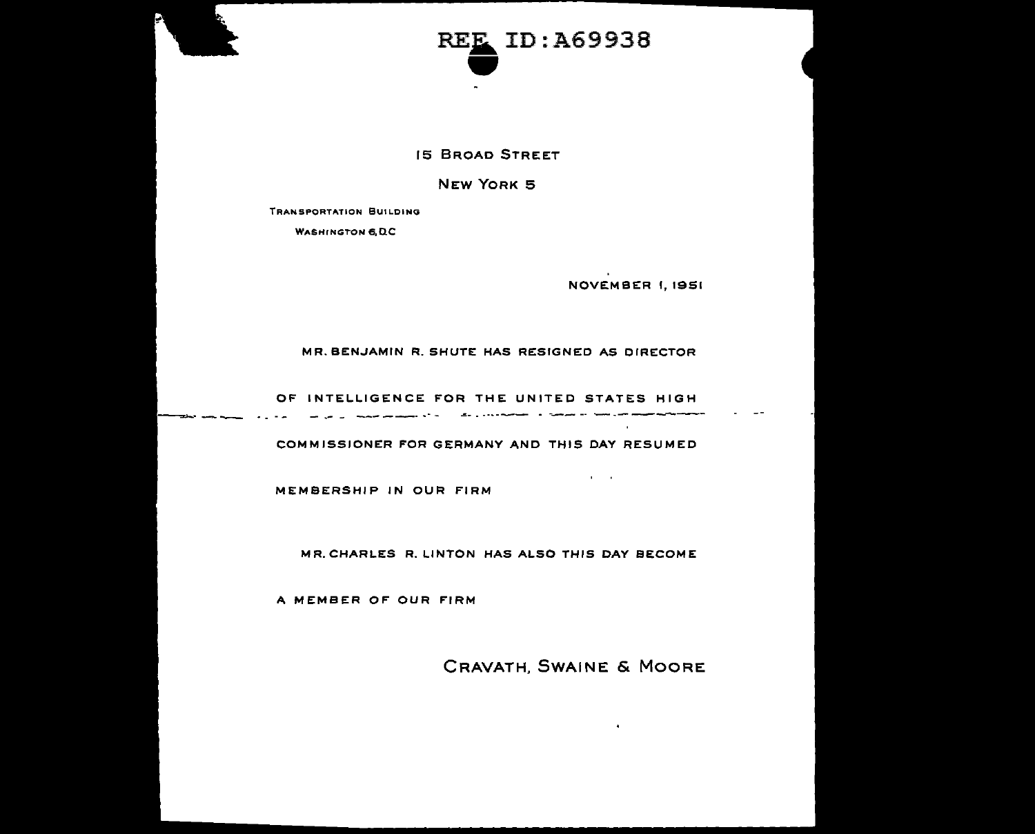REF ID:A69938

15 BROAD STREET

NEW YORK 5

TRANSPORTATION BUILDING

WASHINGTON 6, D.C

NOVEMBER 1, 1951

MR. BENJAMIN R. SHUTE HAS RESIGNED AS DIRECTOR OF INTELLIGENCE FOR THE UNITED STATES HIGH COMMISSIONER FOR GERMANY AND THIS DAY RESUMED MEMBERSHIP IN OUR FIRM

MR. CHARLES R. LINTON HAS ALSO THIS DAY BECOME A MEMBER OF OUR FIRM

CRAVATH, SWAINE & MOORE